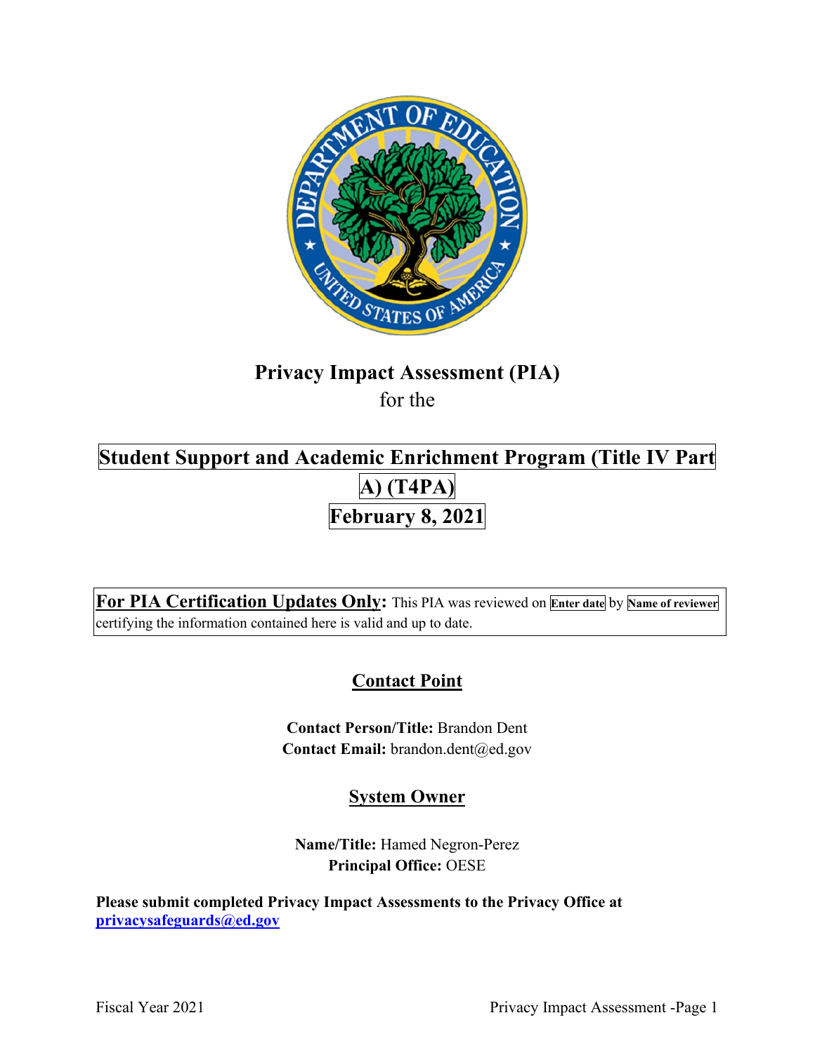# Privacy Impact Assessment (PIA)

for the

## Student Support and Academic Enrichment Program (Title IV Part A) (T4PA)

## February 8, 2021

**For PIA Certification Updates Only:** This PIA was reviewed on **Enter date** by **Name of reviewer** certifying the information contained here is valid and up to date.

## Contact Point

**Contact Person/Title:** Brandon Dent
**Contact Email:** brandon.dent@ed.gov

## System Owner

**Name/Title:** Hamed Negron-Perez
**Principal Office:** OESE

**Please submit completed Privacy Impact Assessments to the Privacy Office at privacysafeguards@ed.gov**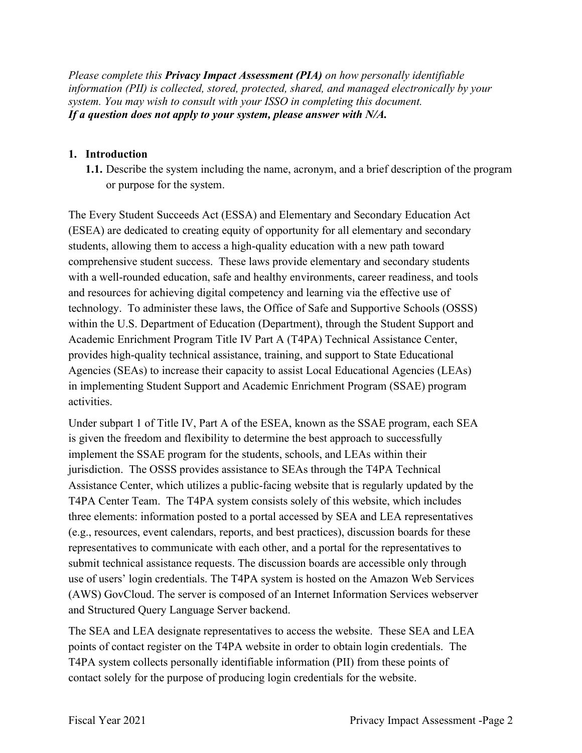*Please complete this **Privacy Impact Assessment (PIA)** on how personally identifiable information (PII) is collected, stored, protected, shared, and managed electronically by your system. You may wish to consult with your ISSO in completing this document.*
***If a question does not apply to your system, please answer with N/A.***

## 1. Introduction

**1.1.** Describe the system including the name, acronym, and a brief description of the program or purpose for the system.

The Every Student Succeeds Act (ESSA) and Elementary and Secondary Education Act (ESEA) are dedicated to creating equity of opportunity for all elementary and secondary students, allowing them to access a high-quality education with a new path toward comprehensive student success. These laws provide elementary and secondary students with a well-rounded education, safe and healthy environments, career readiness, and tools and resources for achieving digital competency and learning via the effective use of technology. To administer these laws, the Office of Safe and Supportive Schools (OSSS) within the U.S. Department of Education (Department), through the Student Support and Academic Enrichment Program Title IV Part A (T4PA) Technical Assistance Center, provides high-quality technical assistance, training, and support to State Educational Agencies (SEAs) to increase their capacity to assist Local Educational Agencies (LEAs) in implementing Student Support and Academic Enrichment Program (SSAE) program activities.

Under subpart 1 of Title IV, Part A of the ESEA, known as the SSAE program, each SEA is given the freedom and flexibility to determine the best approach to successfully implement the SSAE program for the students, schools, and LEAs within their jurisdiction. The OSSS provides assistance to SEAs through the T4PA Technical Assistance Center, which utilizes a public-facing website that is regularly updated by the T4PA Center Team. The T4PA system consists solely of this website, which includes three elements: information posted to a portal accessed by SEA and LEA representatives (e.g., resources, event calendars, reports, and best practices), discussion boards for these representatives to communicate with each other, and a portal for the representatives to submit technical assistance requests. The discussion boards are accessible only through use of users' login credentials. The T4PA system is hosted on the Amazon Web Services (AWS) GovCloud. The server is composed of an Internet Information Services webserver and Structured Query Language Server backend.

The SEA and LEA designate representatives to access the website. These SEA and LEA points of contact register on the T4PA website in order to obtain login credentials. The T4PA system collects personally identifiable information (PII) from these points of contact solely for the purpose of producing login credentials for the website.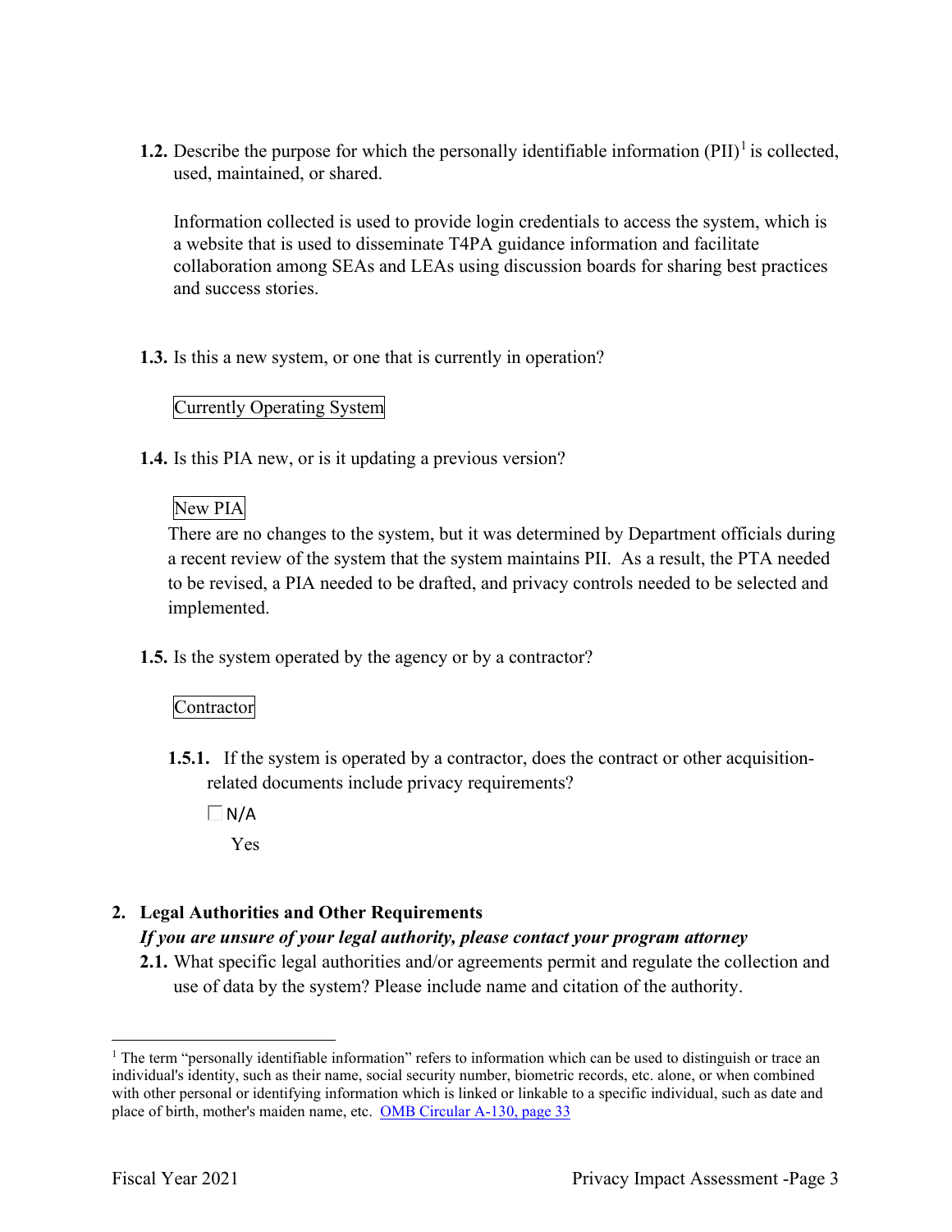**1.2.** Describe the purpose for which the personally identifiable information (PII)[1] is collected, used, maintained, or shared.

Information collected is used to provide login credentials to access the system, which is a website that is used to disseminate T4PA guidance information and facilitate collaboration among SEAs and LEAs using discussion boards for sharing best practices and success stories.

**1.3.** Is this a new system, or one that is currently in operation?

Currently Operating System

**1.4.** Is this PIA new, or is it updating a previous version?

New PIA

There are no changes to the system, but it was determined by Department officials during a recent review of the system that the system maintains PII. As a result, the PTA needed to be revised, a PIA needed to be drafted, and privacy controls needed to be selected and implemented.

**1.5.** Is the system operated by the agency or by a contractor?

Contractor

**1.5.1.** If the system is operated by a contractor, does the contract or other acquisition-related documents include privacy requirements?

☐ N/A

Yes

## 2. Legal Authorities and Other Requirements

***If you are unsure of your legal authority, please contact your program attorney***

**2.1.** What specific legal authorities and/or agreements permit and regulate the collection and use of data by the system? Please include name and citation of the authority.

---

[1] The term "personally identifiable information" refers to information which can be used to distinguish or trace an individual's identity, such as their name, social security number, biometric records, etc. alone, or when combined with other personal or identifying information which is linked or linkable to a specific individual, such as date and place of birth, mother's maiden name, etc. OMB Circular A-130, page 33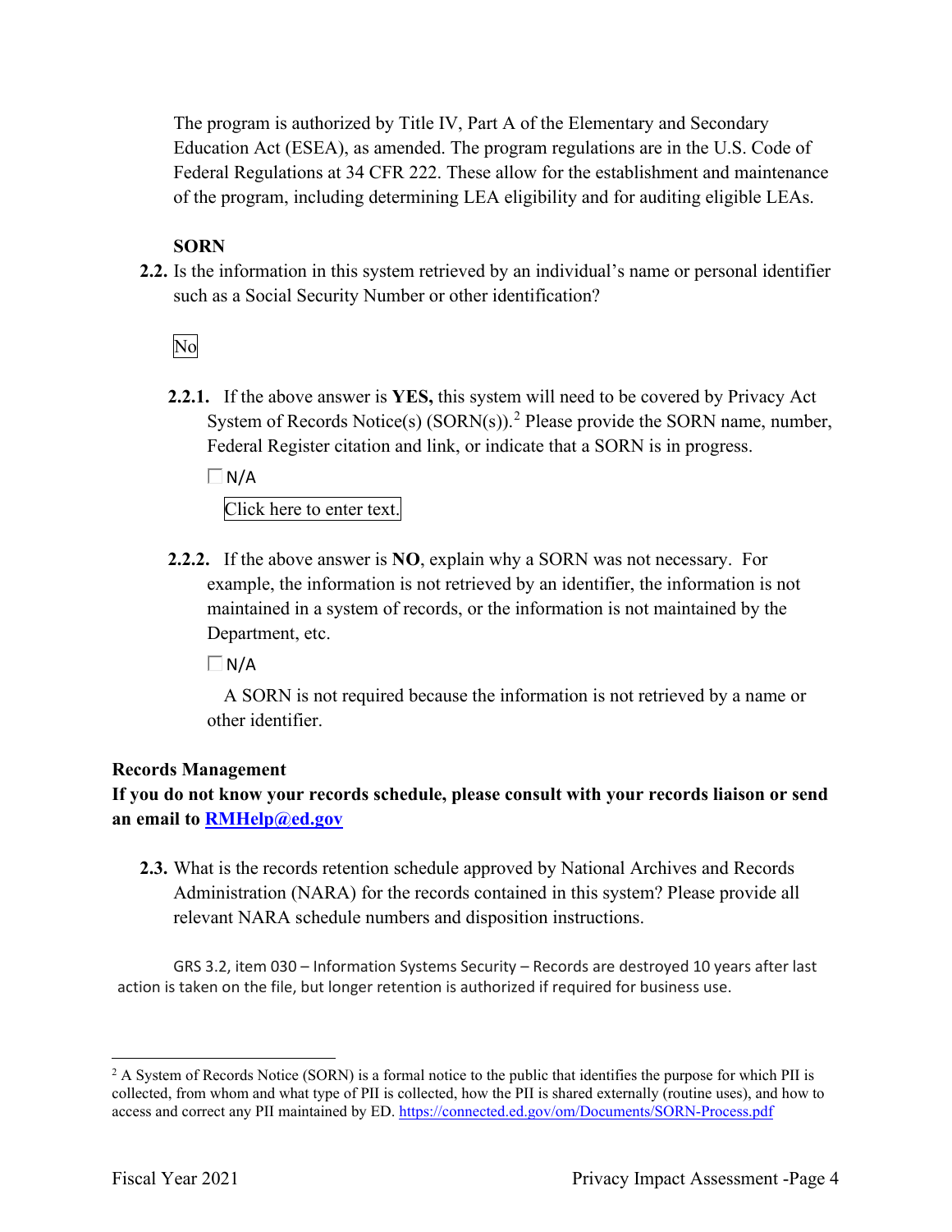The program is authorized by Title IV, Part A of the Elementary and Secondary Education Act (ESEA), as amended. The program regulations are in the U.S. Code of Federal Regulations at 34 CFR 222. These allow for the establishment and maintenance of the program, including determining LEA eligibility and for auditing eligible LEAs.

**SORN**

**2.2.** Is the information in this system retrieved by an individual's name or personal identifier such as a Social Security Number or other identification?

No

**2.2.1.** If the above answer is **YES,** this system will need to be covered by Privacy Act System of Records Notice(s) (SORN(s)).[2] Please provide the SORN name, number, Federal Register citation and link, or indicate that a SORN is in progress.

☐ N/A

Click here to enter text.

**2.2.2.** If the above answer is **NO**, explain why a SORN was not necessary. For example, the information is not retrieved by an identifier, the information is not maintained in a system of records, or the information is not maintained by the Department, etc.

☐ N/A

A SORN is not required because the information is not retrieved by a name or other identifier.

**Records Management**

**If you do not know your records schedule, please consult with your records liaison or send an email to [RMHelp@ed.gov](mailto:RMHelp@ed.gov)**

**2.3.** What is the records retention schedule approved by National Archives and Records Administration (NARA) for the records contained in this system? Please provide all relevant NARA schedule numbers and disposition instructions.

GRS 3.2, item 030 – Information Systems Security – Records are destroyed 10 years after last action is taken on the file, but longer retention is authorized if required for business use.

---

[2] A System of Records Notice (SORN) is a formal notice to the public that identifies the purpose for which PII is collected, from whom and what type of PII is collected, how the PII is shared externally (routine uses), and how to access and correct any PII maintained by ED. https://connected.ed.gov/om/Documents/SORN-Process.pdf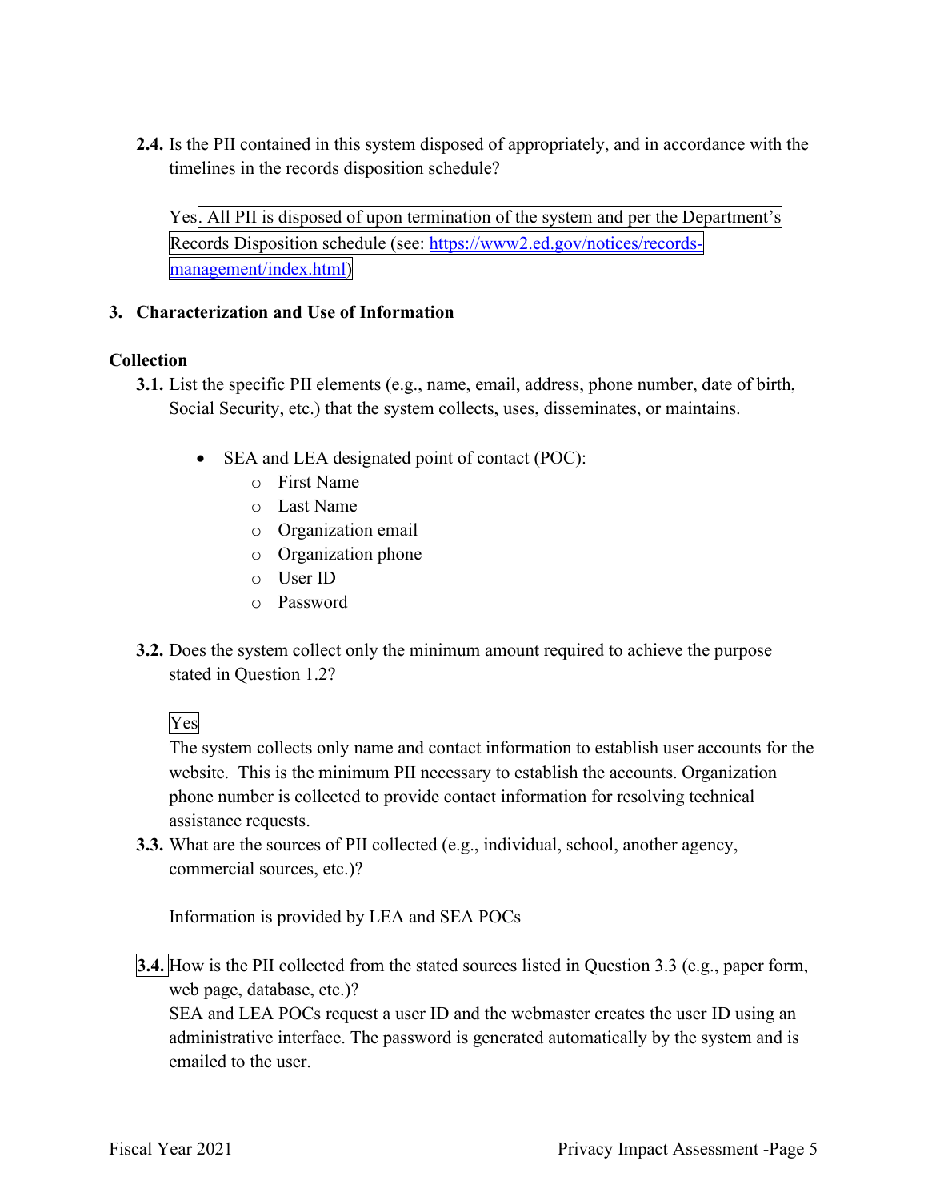**2.4.** Is the PII contained in this system disposed of appropriately, and in accordance with the timelines in the records disposition schedule?

Yes. All PII is disposed of upon termination of the system and per the Department's Records Disposition schedule (see: https://www2.ed.gov/notices/records-management/index.html)

## 3. Characterization and Use of Information

### Collection

**3.1.** List the specific PII elements (e.g., name, email, address, phone number, date of birth, Social Security, etc.) that the system collects, uses, disseminates, or maintains.

- SEA and LEA designated point of contact (POC):
  - First Name
  - Last Name
  - Organization email
  - Organization phone
  - User ID
  - Password

**3.2.** Does the system collect only the minimum amount required to achieve the purpose stated in Question 1.2?

Yes

The system collects only name and contact information to establish user accounts for the website. This is the minimum PII necessary to establish the accounts. Organization phone number is collected to provide contact information for resolving technical assistance requests.

**3.3.** What are the sources of PII collected (e.g., individual, school, another agency, commercial sources, etc.)?

Information is provided by LEA and SEA POCs

**3.4.** How is the PII collected from the stated sources listed in Question 3.3 (e.g., paper form, web page, database, etc.)?

SEA and LEA POCs request a user ID and the webmaster creates the user ID using an administrative interface. The password is generated automatically by the system and is emailed to the user.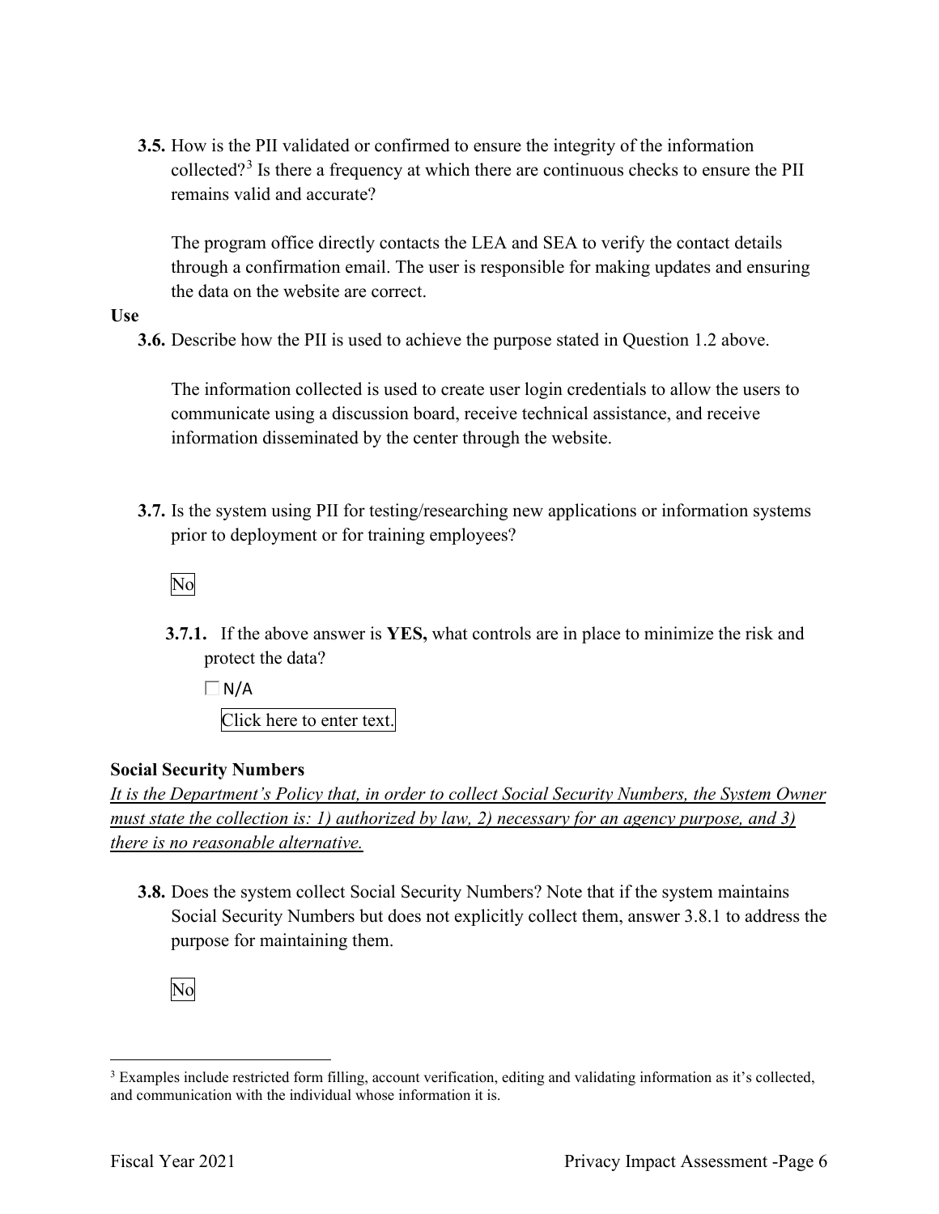**3.5.** How is the PII validated or confirmed to ensure the integrity of the information collected?[3] Is there a frequency at which there are continuous checks to ensure the PII remains valid and accurate?

The program office directly contacts the LEA and SEA to verify the contact details through a confirmation email. The user is responsible for making updates and ensuring the data on the website are correct.

**Use**

**3.6.** Describe how the PII is used to achieve the purpose stated in Question 1.2 above.

The information collected is used to create user login credentials to allow the users to communicate using a discussion board, receive technical assistance, and receive information disseminated by the center through the website.

**3.7.** Is the system using PII for testing/researching new applications or information systems prior to deployment or for training employees?

No

**3.7.1.** If the above answer is **YES,** what controls are in place to minimize the risk and protect the data?

☐ N/A

Click here to enter text.

**Social Security Numbers**

*It is the Department's Policy that, in order to collect Social Security Numbers, the System Owner must state the collection is: 1) authorized by law, 2) necessary for an agency purpose, and 3) there is no reasonable alternative.*

**3.8.** Does the system collect Social Security Numbers? Note that if the system maintains Social Security Numbers but does not explicitly collect them, answer 3.8.1 to address the purpose for maintaining them.

No

[3] Examples include restricted form filling, account verification, editing and validating information as it's collected, and communication with the individual whose information it is.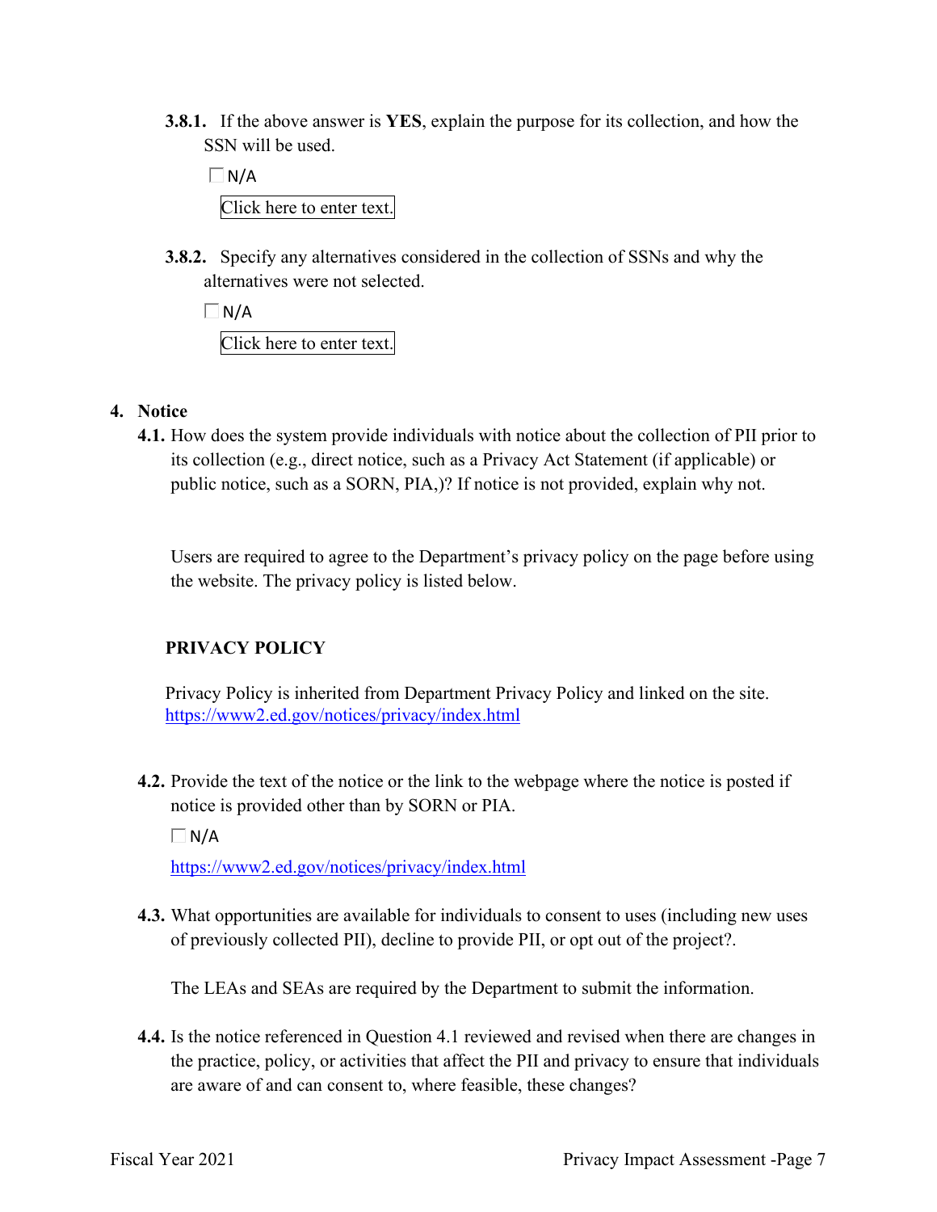**3.8.1.** If the above answer is **YES**, explain the purpose for its collection, and how the SSN will be used.

☐ N/A

Click here to enter text.

**3.8.2.** Specify any alternatives considered in the collection of SSNs and why the alternatives were not selected.

☐ N/A

Click here to enter text.

**4. Notice**

**4.1.** How does the system provide individuals with notice about the collection of PII prior to its collection (e.g., direct notice, such as a Privacy Act Statement (if applicable) or public notice, such as a SORN, PIA,)? If notice is not provided, explain why not.

Users are required to agree to the Department's privacy policy on the page before using the website. The privacy policy is listed below.

**PRIVACY POLICY**

Privacy Policy is inherited from Department Privacy Policy and linked on the site. https://www2.ed.gov/notices/privacy/index.html

**4.2.** Provide the text of the notice or the link to the webpage where the notice is posted if notice is provided other than by SORN or PIA.

☐ N/A

https://www2.ed.gov/notices/privacy/index.html

**4.3.** What opportunities are available for individuals to consent to uses (including new uses of previously collected PII), decline to provide PII, or opt out of the project?.

The LEAs and SEAs are required by the Department to submit the information.

**4.4.** Is the notice referenced in Question 4.1 reviewed and revised when there are changes in the practice, policy, or activities that affect the PII and privacy to ensure that individuals are aware of and can consent to, where feasible, these changes?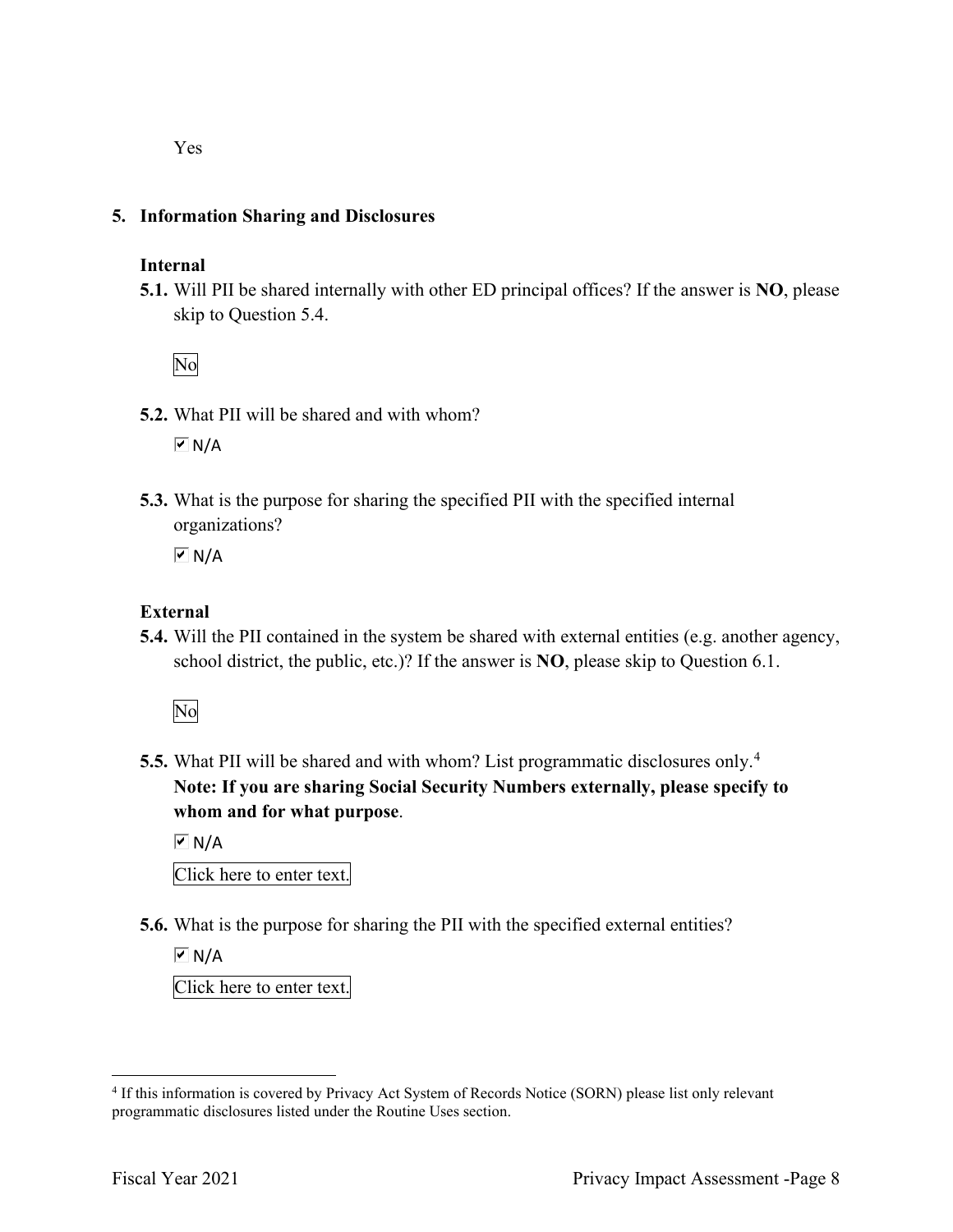Yes

## 5. Information Sharing and Disclosures

### Internal

**5.1.** Will PII be shared internally with other ED principal offices? If the answer is **NO**, please skip to Question 5.4.

No

**5.2.** What PII will be shared and with whom?

☑ N/A

**5.3.** What is the purpose for sharing the specified PII with the specified internal organizations?

☑ N/A

### External

**5.4.** Will the PII contained in the system be shared with external entities (e.g. another agency, school district, the public, etc.)? If the answer is **NO**, please skip to Question 6.1.

No

**5.5.** What PII will be shared and with whom? List programmatic disclosures only.[4]
**Note: If you are sharing Social Security Numbers externally, please specify to whom and for what purpose**.

☑ N/A

Click here to enter text.

**5.6.** What is the purpose for sharing the PII with the specified external entities?

☑ N/A

Click here to enter text.

---

[4] If this information is covered by Privacy Act System of Records Notice (SORN) please list only relevant programmatic disclosures listed under the Routine Uses section.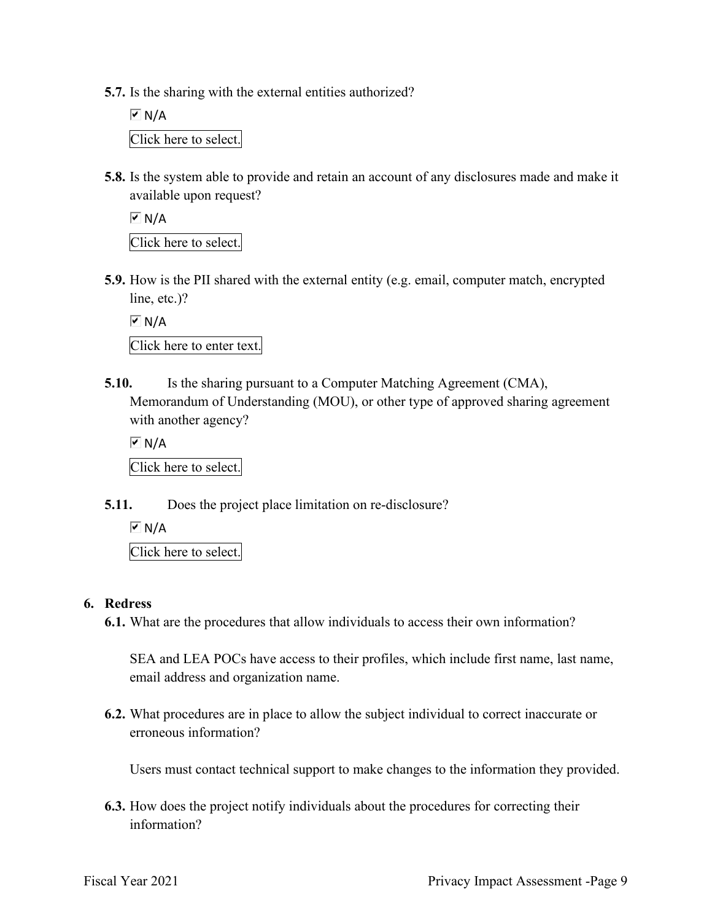**5.7.** Is the sharing with the external entities authorized?

☑ N/A

Click here to select.

**5.8.** Is the system able to provide and retain an account of any disclosures made and make it available upon request?

☑ N/A

Click here to select.

**5.9.** How is the PII shared with the external entity (e.g. email, computer match, encrypted line, etc.)?

☑ N/A

Click here to enter text.

**5.10.** Is the sharing pursuant to a Computer Matching Agreement (CMA), Memorandum of Understanding (MOU), or other type of approved sharing agreement with another agency?

☑ N/A

Click here to select.

**5.11.** Does the project place limitation on re-disclosure?

☑ N/A

Click here to select.

## 6. Redress

**6.1.** What are the procedures that allow individuals to access their own information?

SEA and LEA POCs have access to their profiles, which include first name, last name, email address and organization name.

**6.2.** What procedures are in place to allow the subject individual to correct inaccurate or erroneous information?

Users must contact technical support to make changes to the information they provided.

**6.3.** How does the project notify individuals about the procedures for correcting their information?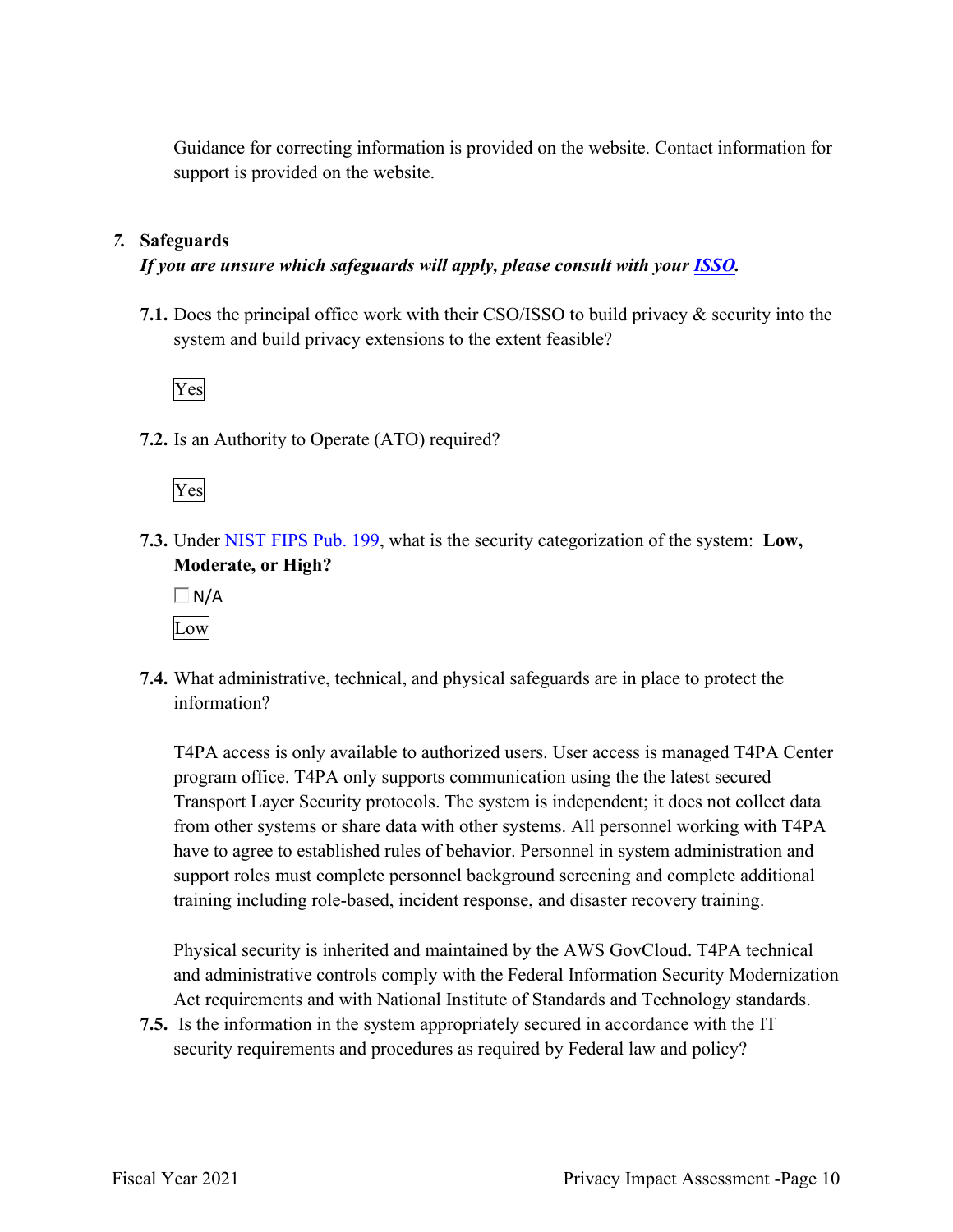Guidance for correcting information is provided on the website. Contact information for support is provided on the website.

## 7. Safeguards

***If you are unsure which safeguards will apply, please consult with your ISSO.***

**7.1.** Does the principal office work with their CSO/ISSO to build privacy & security into the system and build privacy extensions to the extent feasible?

Yes

**7.2.** Is an Authority to Operate (ATO) required?

Yes

**7.3.** Under NIST FIPS Pub. 199, what is the security categorization of the system: **Low, Moderate, or High?**

☐ N/A

Low

**7.4.** What administrative, technical, and physical safeguards are in place to protect the information?

T4PA access is only available to authorized users. User access is managed T4PA Center program office. T4PA only supports communication using the the latest secured Transport Layer Security protocols. The system is independent; it does not collect data from other systems or share data with other systems. All personnel working with T4PA have to agree to established rules of behavior. Personnel in system administration and support roles must complete personnel background screening and complete additional training including role-based, incident response, and disaster recovery training.

Physical security is inherited and maintained by the AWS GovCloud. T4PA technical and administrative controls comply with the Federal Information Security Modernization Act requirements and with National Institute of Standards and Technology standards.

**7.5.** Is the information in the system appropriately secured in accordance with the IT security requirements and procedures as required by Federal law and policy?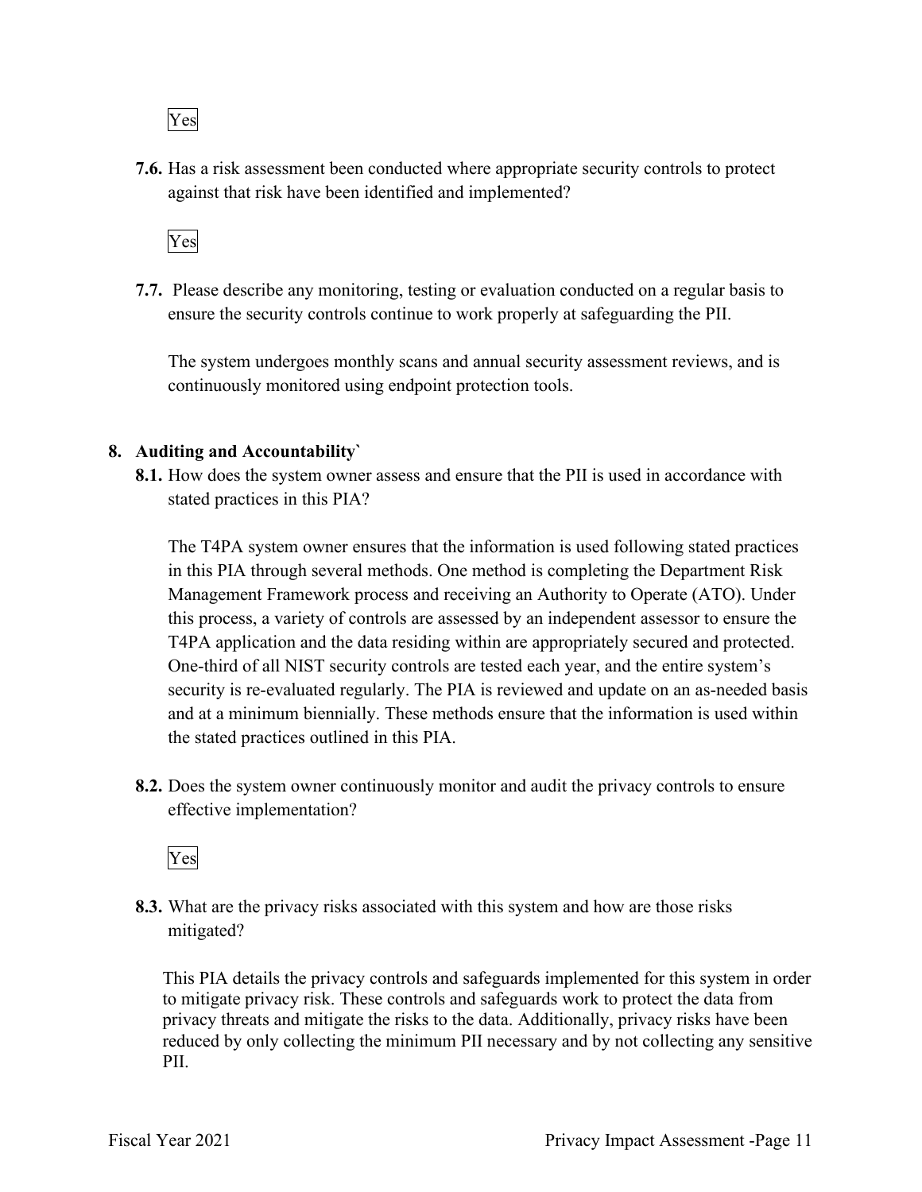Yes

**7.6.** Has a risk assessment been conducted where appropriate security controls to protect against that risk have been identified and implemented?

Yes

**7.7.** Please describe any monitoring, testing or evaluation conducted on a regular basis to ensure the security controls continue to work properly at safeguarding the PII.

The system undergoes monthly scans and annual security assessment reviews, and is continuously monitored using endpoint protection tools.

## 8. Auditing and Accountability`

**8.1.** How does the system owner assess and ensure that the PII is used in accordance with stated practices in this PIA?

The T4PA system owner ensures that the information is used following stated practices in this PIA through several methods. One method is completing the Department Risk Management Framework process and receiving an Authority to Operate (ATO). Under this process, a variety of controls are assessed by an independent assessor to ensure the T4PA application and the data residing within are appropriately secured and protected. One-third of all NIST security controls are tested each year, and the entire system's security is re-evaluated regularly. The PIA is reviewed and update on an as-needed basis and at a minimum biennially. These methods ensure that the information is used within the stated practices outlined in this PIA.

**8.2.** Does the system owner continuously monitor and audit the privacy controls to ensure effective implementation?

Yes

**8.3.** What are the privacy risks associated with this system and how are those risks mitigated?

This PIA details the privacy controls and safeguards implemented for this system in order to mitigate privacy risk. These controls and safeguards work to protect the data from privacy threats and mitigate the risks to the data. Additionally, privacy risks have been reduced by only collecting the minimum PII necessary and by not collecting any sensitive PII.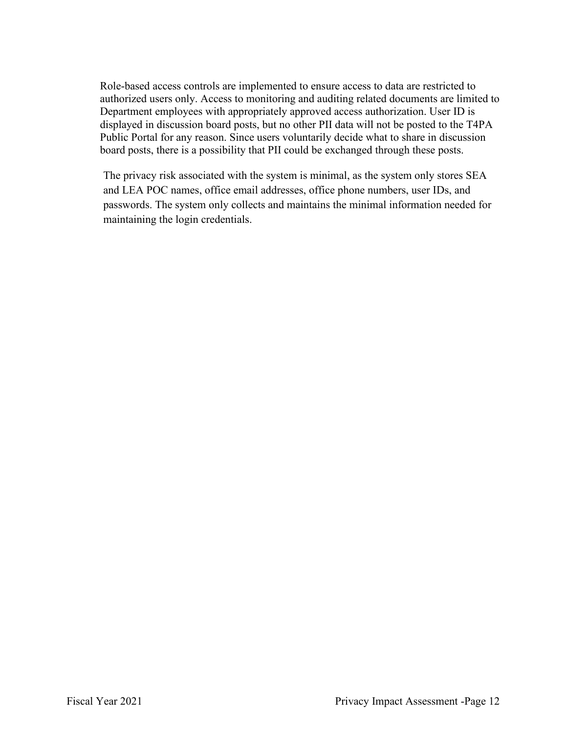Role-based access controls are implemented to ensure access to data are restricted to authorized users only. Access to monitoring and auditing related documents are limited to Department employees with appropriately approved access authorization. User ID is displayed in discussion board posts, but no other PII data will not be posted to the T4PA Public Portal for any reason. Since users voluntarily decide what to share in discussion board posts, there is a possibility that PII could be exchanged through these posts.

The privacy risk associated with the system is minimal, as the system only stores SEA and LEA POC names, office email addresses, office phone numbers, user IDs, and passwords. The system only collects and maintains the minimal information needed for maintaining the login credentials.